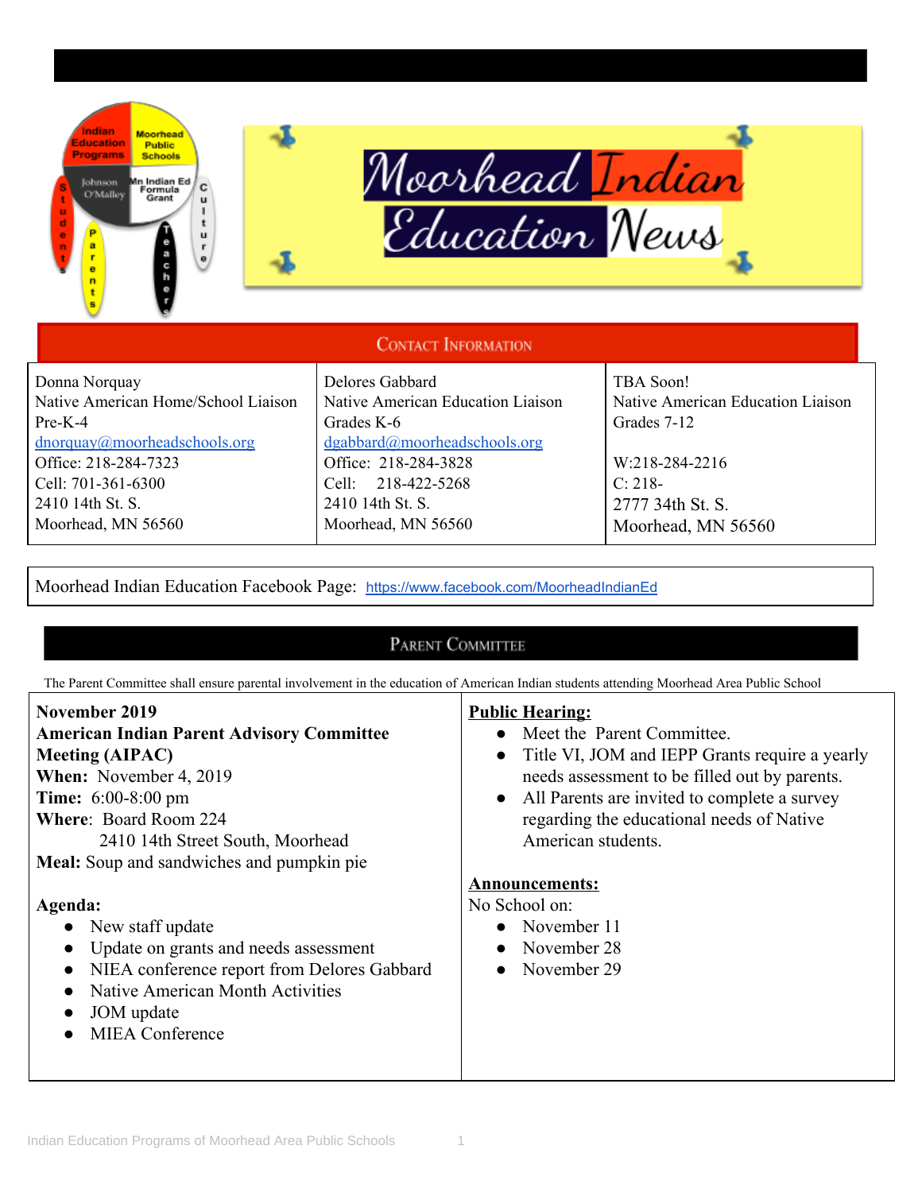# Moorhead Indian Education News

## Contact Information

| Donna Norquay | Delores Gabbard | TBA Soon! |
| --- | --- | --- |
| Native American Home/School Liaison | Native American Education Liaison | Native American Education Liaison |
| Pre-K-4 | Grades K-6 | Grades 7-12 |
| dnorquay@moorheadschools.org | dgabbard@moorheadschools.org | |
| Office: 218-284-7323 | Office: 218-284-3828 | W:218-284-2216 |
| Cell: 701-361-6300 | Cell: 218-422-5268 | C: 218- |
| 2410 14th St. S. | 2410 14th St. S. | 2777 34th St. S. |
| Moorhead, MN 56560 | Moorhead, MN 56560 | Moorhead, MN 56560 |

Moorhead Indian Education Facebook Page: https://www.facebook.com/MoorheadIndianEd

## Parent Committee

The Parent Committee shall ensure parental involvement in the education of American Indian students attending Moorhead Area Public School

**November 2019**
**American Indian Parent Advisory Committee Meeting (AIPAC)**
**When:** November 4, 2019
**Time:** 6:00-8:00 pm
**Where**: Board Room 224
2410 14th Street South, Moorhead
**Meal:** Soup and sandwiches and pumpkin pie

**Agenda:**

- New staff update
- Update on grants and needs assessment
- NIEA conference report from Delores Gabbard
- Native American Month Activities
- JOM update
- MIEA Conference

**Public Hearing:**

- Meet the Parent Committee.
- Title VI, JOM and IEPP Grants require a yearly needs assessment to be filled out by parents.
- All Parents are invited to complete a survey regarding the educational needs of Native American students.

**Announcements:**

No School on:

- November 11
- November 28
- November 29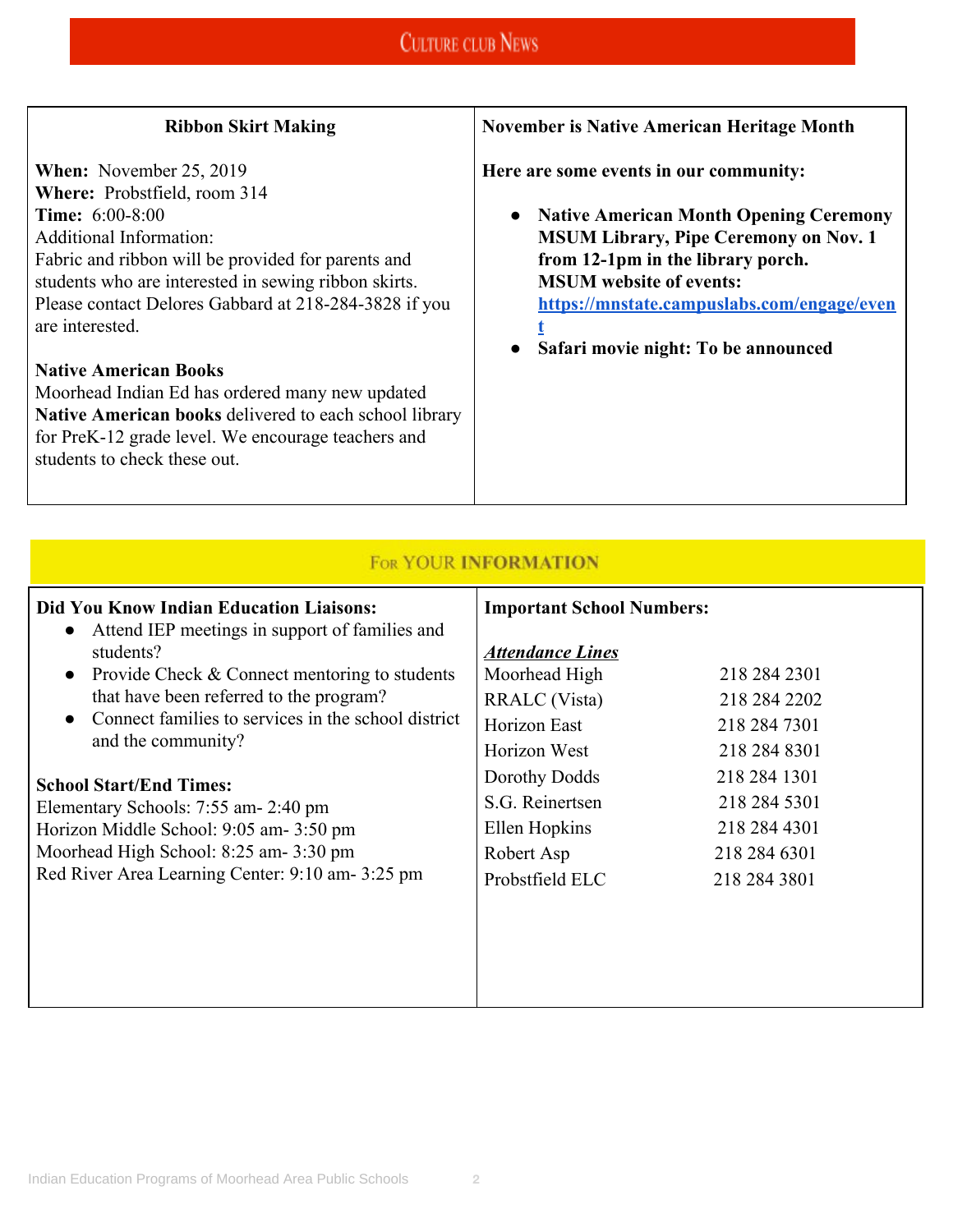# Culture Club News

### Ribbon Skirt Making

**When:** November 25, 2019
**Where:** Probstfield, room 314
**Time:** 6:00-8:00
Additional Information:
Fabric and ribbon will be provided for parents and students who are interested in sewing ribbon skirts. Please contact Delores Gabbard at 218-284-3828 if you are interested.

**Native American Books**
Moorhead Indian Ed has ordered many new updated **Native American books** delivered to each school library for PreK-12 grade level. We encourage teachers and students to check these out.

### November is Native American Heritage Month

**Here are some events in our community:**

- **Native American Month Opening Ceremony MSUM Library, Pipe Ceremony on Nov. 1 from 12-1pm in the library porch. MSUM website of events: https://mnstate.campuslabs.com/engage/event**
- **Safari movie night: To be announced**

## For YOUR INFORMATION

**Did You Know Indian Education Liaisons:**

- Attend IEP meetings in support of families and students?
- Provide Check & Connect mentoring to students that have been referred to the program?
- Connect families to services in the school district and the community?

**School Start/End Times:**
Elementary Schools: 7:55 am- 2:40 pm
Horizon Middle School: 9:05 am- 3:50 pm
Moorhead High School: 8:25 am- 3:30 pm
Red River Area Learning Center: 9:10 am- 3:25 pm

**Important School Numbers:**

***Attendance Lines***

| | |
|---|---|
| Moorhead High | 218 284 2301 |
| RRALC (Vista) | 218 284 2202 |
| Horizon East | 218 284 7301 |
| Horizon West | 218 284 8301 |
| Dorothy Dodds | 218 284 1301 |
| S.G. Reinertsen | 218 284 5301 |
| Ellen Hopkins | 218 284 4301 |
| Robert Asp | 218 284 6301 |
| Probstfield ELC | 218 284 3801 |